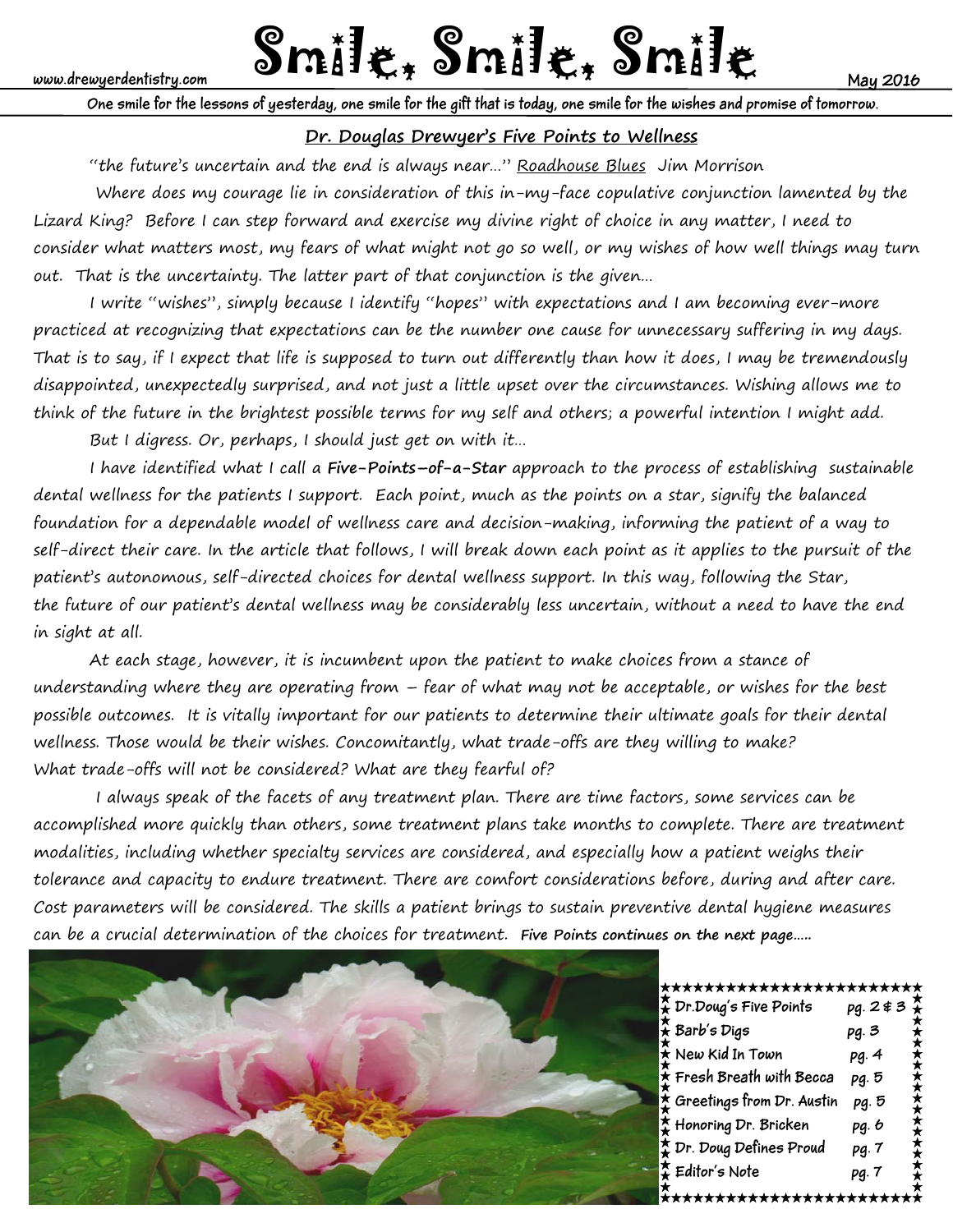www.drewyerdentistry.com

# Smile, Smile, Smile

May 2016

**One smile for the lessons of yesterday, one smile for the gift that is today, one smile for the wishes and promise of tomorrow.**

## Dr. Douglas Drewyer's Five Points to Wellness

"the future's uncertain and the end is always near…" Roadhouse Blues Jim Morrison

Where does my courage lie in consideration of this in-my-face copulative conjunction lamented by the Lizard King? Before I can step forward and exercise my divine right of choice in any matter, I need to consider what matters most, my fears of what might not go so well, or my wishes of how well things may turn out. That is the uncertainty. The latter part of that conjunction is the given…

I write "wishes", simply because I identify "hopes" with expectations and I am becoming ever-more practiced at recognizing that expectations can be the number one cause for unnecessary suffering in my days. That is to say, if I expect that life is supposed to turn out differently than how it does, I may be tremendously disappointed, unexpectedly surprised, and not just a little upset over the circumstances. Wishing allows me to think of the future in the brightest possible terms for my self and others; a powerful intention I might add.

But I digress. Or, perhaps, I should just get on with it…

I have identified what I call a **Five-Points-of-a-Star** approach to the process of establishing sustainable dental wellness for the patients I support. Each point, much as the points on a star, signify the balanced foundation for a dependable model of wellness care and decision-making, informing the patient of a way to self-direct their care. In the article that follows, I will break down each point as it applies to the pursuit of the patient's autonomous, self-directed choices for dental wellness support. In this way, following the Star, the future of our patient's dental wellness may be considerably less uncertain, without a need to have the end in sight at all.

At each stage, however, it is incumbent upon the patient to make choices from a stance of understanding where they are operating from – fear of what may not be acceptable, or wishes for the best possible outcomes. It is vitally important for our patients to determine their ultimate goals for their dental wellness. Those would be their wishes. Concomitantly, what trade-offs are they willing to make? What trade-offs will not be considered? What are they fearful of?

I always speak of the facets of any treatment plan. There are time factors, some services can be accomplished more quickly than others, some treatment plans take months to complete. There are treatment modalities, including whether specialty services are considered, and especially how a patient weighs their tolerance and capacity to endure treatment. There are comfort considerations before, during and after care. Cost parameters will be considered. The skills a patient brings to sustain preventive dental hygiene measures can be a crucial determination of the choices for treatment. **Five Points continues on the next page…..**

| | |
|---|---|
| Dr.Doug's Five Points | pg. 2 & 3 |
| Barb's Digs | pg. 3 |
| New Kid In Town | pg. 4 |
| Fresh Breath with Becca | pg. 5 |
| Greetings from Dr. Austin | pg. 5 |
| Honoring Dr. Bricken | pg. 6 |
| Dr. Doug Defines Proud | pg. 7 |
| Editor's Note | pg. 7 |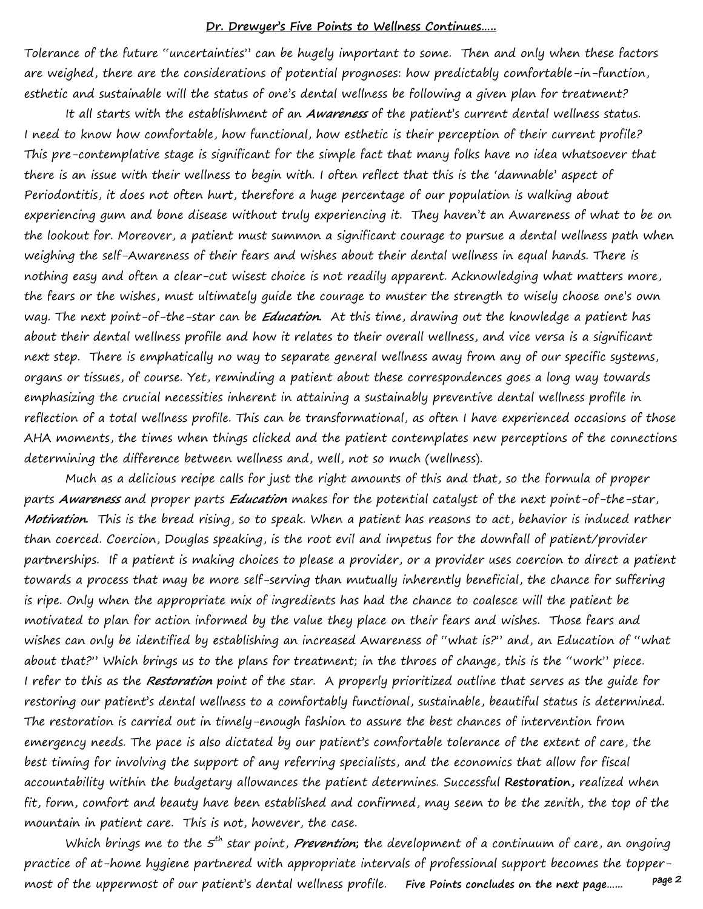## Dr. Drewyer's Five Points to Wellness Continues…..

Tolerance of the future "uncertainties" can be hugely important to some. Then and only when these factors are weighed, there are the considerations of potential prognoses: how predictably comfortable-in-function, esthetic and sustainable will the status of one's dental wellness be following a given plan for treatment?

It all starts with the establishment of an ***Awareness*** of the patient's current dental wellness status. I need to know how comfortable, how functional, how esthetic is their perception of their current profile? This pre-contemplative stage is significant for the simple fact that many folks have no idea whatsoever that there is an issue with their wellness to begin with. I often reflect that this is the 'damnable' aspect of Periodontitis, it does not often hurt, therefore a huge percentage of our population is walking about experiencing gum and bone disease without truly experiencing it. They haven't an Awareness of what to be on the lookout for. Moreover, a patient must summon a significant courage to pursue a dental wellness path when weighing the self-Awareness of their fears and wishes about their dental wellness in equal hands. There is nothing easy and often a clear-cut wisest choice is not readily apparent. Acknowledging what matters more, the fears or the wishes, must ultimately guide the courage to muster the strength to wisely choose one's own way. The next point-of-the-star can be ***Education.*** At this time, drawing out the knowledge a patient has about their dental wellness profile and how it relates to their overall wellness, and vice versa is a significant next step. There is emphatically no way to separate general wellness away from any of our specific systems, organs or tissues, of course. Yet, reminding a patient about these correspondences goes a long way towards emphasizing the crucial necessities inherent in attaining a sustainably preventive dental wellness profile in reflection of a total wellness profile. This can be transformational, as often I have experienced occasions of those AHA moments, the times when things clicked and the patient contemplates new perceptions of the connections determining the difference between wellness and, well, not so much (wellness).

Much as a delicious recipe calls for just the right amounts of this and that, so the formula of proper parts ***Awareness*** and proper parts ***Education*** makes for the potential catalyst of the next point-of-the-star, ***Motivation.*** This is the bread rising, so to speak. When a patient has reasons to act, behavior is induced rather than coerced. Coercion, Douglas speaking, is the root evil and impetus for the downfall of patient/provider partnerships. If a patient is making choices to please a provider, or a provider uses coercion to direct a patient towards a process that may be more self-serving than mutually inherently beneficial, the chance for suffering is ripe. Only when the appropriate mix of ingredients has had the chance to coalesce will the patient be motivated to plan for action informed by the value they place on their fears and wishes. Those fears and wishes can only be identified by establishing an increased Awareness of "what is?" and, an Education of "what about that?" Which brings us to the plans for treatment; in the throes of change, this is the "work" piece. I refer to this as the ***Restoration*** point of the star. A properly prioritized outline that serves as the guide for restoring our patient's dental wellness to a comfortably functional, sustainable, beautiful status is determined. The restoration is carried out in timely-enough fashion to assure the best chances of intervention from emergency needs. The pace is also dictated by our patient's comfortable tolerance of the extent of care, the best timing for involving the support of any referring specialists, and the economics that allow for fiscal accountability within the budgetary allowances the patient determines. Successful **Restoration,** realized when fit, form, comfort and beauty have been established and confirmed, may seem to be the zenith, the top of the mountain in patient care. This is not, however, the case.

Which brings me to the 5th star point, ***Prevention***; the development of a continuum of care, an ongoing practice of at-home hygiene partnered with appropriate intervals of professional support becomes the topper-most of the uppermost of our patient's dental wellness profile. **Five Points concludes on the next page……**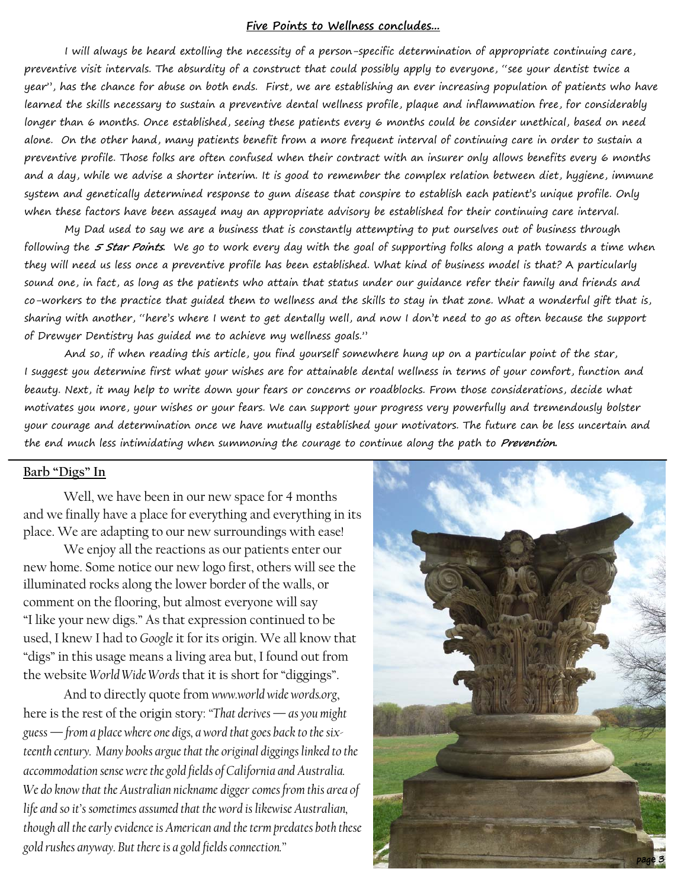## Five Points to Wellness concludes...

I will always be heard extolling the necessity of a person-specific determination of appropriate continuing care, preventive visit intervals. The absurdity of a construct that could possibly apply to everyone, "see your dentist twice a year", has the chance for abuse on both ends. First, we are establishing an ever increasing population of patients who have learned the skills necessary to sustain a preventive dental wellness profile, plaque and inflammation free, for considerably longer than 6 months. Once established, seeing these patients every 6 months could be consider unethical, based on need alone. On the other hand, many patients benefit from a more frequent interval of continuing care in order to sustain a preventive profile. Those folks are often confused when their contract with an insurer only allows benefits every 6 months and a day, while we advise a shorter interim. It is good to remember the complex relation between diet, hygiene, immune system and genetically determined response to gum disease that conspire to establish each patient's unique profile. Only when these factors have been assayed may an appropriate advisory be established for their continuing care interval.

My Dad used to say we are a business that is constantly attempting to put ourselves out of business through following the ***5 Star Points***. We go to work every day with the goal of supporting folks along a path towards a time when they will need us less once a preventive profile has been established. What kind of business model is that? A particularly sound one, in fact, as long as the patients who attain that status under our guidance refer their family and friends and co-workers to the practice that guided them to wellness and the skills to stay in that zone. What a wonderful gift that is, sharing with another, "here's where I went to get dentally well, and now I don't need to go as often because the support of Drewyer Dentistry has guided me to achieve my wellness goals."

And so, if when reading this article, you find yourself somewhere hung up on a particular point of the star, I suggest you determine first what your wishes are for attainable dental wellness in terms of your comfort, function and beauty. Next, it may help to write down your fears or concerns or roadblocks. From those considerations, decide what motivates you more, your wishes or your fears. We can support your progress very powerfully and tremendously bolster your courage and determination once we have mutually established your motivators. The future can be less uncertain and the end much less intimidating when summoning the courage to continue along the path to ***Prevention.***

## Barb "Digs" In

Well, we have been in our new space for 4 months and we finally have a place for everything and everything in its place. We are adapting to our new surroundings with ease!

We enjoy all the reactions as our patients enter our new home. Some notice our new logo first, others will see the illuminated rocks along the lower border of the walls, or comment on the flooring, but almost everyone will say "I like your new digs." As that expression continued to be used, I knew I had to *Google* it for its origin. We all know that "digs" in this usage means a living area but, I found out from the website *World Wide Words* that it is short for "diggings".

And to directly quote from *www.world wide words.org*, here is the rest of the origin story: "*That derives — as you might guess — from a place where one digs, a word that goes back to the sixteenth century. Many books argue that the original diggings linked to the accommodation sense were the gold fields of California and Australia. We do know that the Australian nickname digger comes from this area of life and so it's sometimes assumed that the word is likewise Australian, though all the early evidence is American and the term predates both these gold rushes anyway. But there is a gold fields connection.*"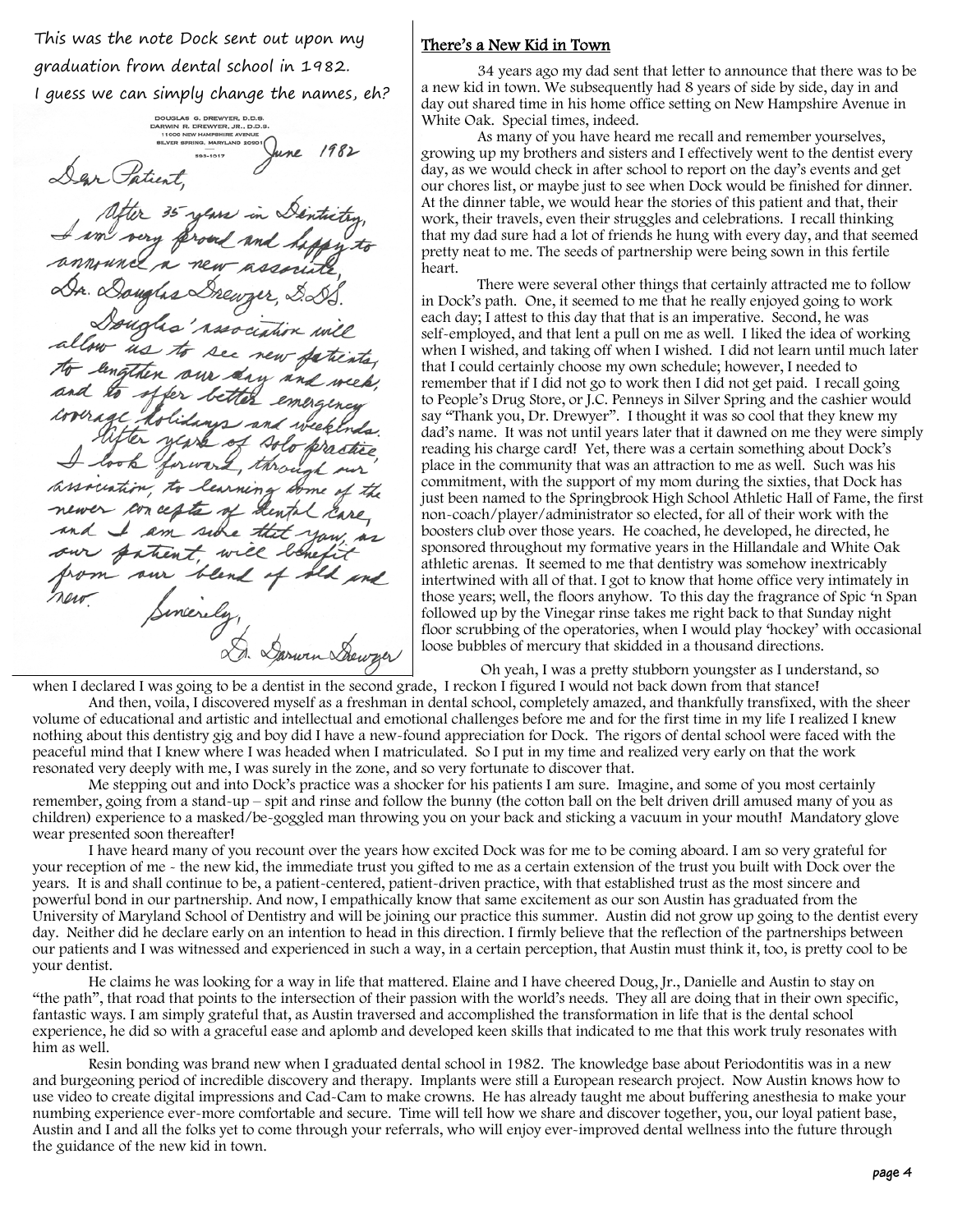This was the note Dock sent out upon my graduation from dental school in 1982.
I guess we can simply change the names, eh?

DOUGLAS G. DREWYER, D.D.S.
DARWIN R. DREWYER, JR., D.D.S.
11000 NEW HAMPSHIRE AVENUE
SILVER SPRING, MARYLAND 20901
593-1017

June 1982

Dear Patient,

After 35 years in Dentistry, I am very proud and happy to announce a new associate, Dr. Douglas Drewyer, D.D.S.

Douglas' association will allow us to see new patients, to lengthen our day and week, and to offer better emergency coverage holidays and weekends.

After years of solo practice, I look forward, through our association, to learning some of the newer concepts of dental care, and I am sure that you, as our patient, will benefit from our blend of old and new.

Sincerely,
Dr. Darwin Drewyer

## There's a New Kid in Town

34 years ago my dad sent that letter to announce that there was to be a new kid in town. We subsequently had 8 years of side by side, day in and day out shared time in his home office setting on New Hampshire Avenue in White Oak. Special times, indeed.

As many of you have heard me recall and remember yourselves, growing up my brothers and sisters and I effectively went to the dentist every day, as we would check in after school to report on the day's events and get our chores list, or maybe just to see when Dock would be finished for dinner. At the dinner table, we would hear the stories of this patient and that, their work, their travels, even their struggles and celebrations. I recall thinking that my dad sure had a lot of friends he hung with every day, and that seemed pretty neat to me. The seeds of partnership were being sown in this fertile heart.

There were several other things that certainly attracted me to follow in Dock's path. One, it seemed to me that he really enjoyed going to work each day; I attest to this day that that is an imperative. Second, he was self-employed, and that lent a pull on me as well. I liked the idea of working when I wished, and taking off when I wished. I did not learn until much later that I could certainly choose my own schedule; however, I needed to remember that if I did not go to work then I did not get paid. I recall going to People's Drug Store, or J.C. Penneys in Silver Spring and the cashier would say "Thank you, Dr. Drewyer". I thought it was so cool that they knew my dad's name. It was not until years later that it dawned on me they were simply reading his charge card! Yet, there was a certain something about Dock's place in the community that was an attraction to me as well. Such was his commitment, with the support of my mom during the sixties, that Dock has just been named to the Springbrook High School Athletic Hall of Fame, the first non-coach/player/administrator so elected, for all of their work with the boosters club over those years. He coached, he developed, he directed, he sponsored throughout my formative years in the Hillandale and White Oak athletic arenas. It seemed to me that dentistry was somehow inextricably intertwined with all of that. I got to know that home office very intimately in those years; well, the floors anyhow. To this day the fragrance of Spic 'n Span followed up by the Vinegar rinse takes me right back to that Sunday night floor scrubbing of the operatories, when I would play 'hockey' with occasional loose bubbles of mercury that skidded in a thousand directions.

Oh yeah, I was a pretty stubborn youngster as I understand, so when I declared I was going to be a dentist in the second grade, I reckon I figured I would not back down from that stance!

And then, voila, I discovered myself as a freshman in dental school, completely amazed, and thankfully transfixed, with the sheer volume of educational and artistic and intellectual and emotional challenges before me and for the first time in my life I realized I knew nothing about this dentistry gig and boy did I have a new-found appreciation for Dock. The rigors of dental school were faced with the peaceful mind that I knew where I was headed when I matriculated. So I put in my time and realized very early on that the work resonated very deeply with me, I was surely in the zone, and so very fortunate to discover that.

Me stepping out and into Dock's practice was a shocker for his patients I am sure. Imagine, and some of you most certainly remember, going from a stand-up – spit and rinse and follow the bunny (the cotton ball on the belt driven drill amused many of you as children) experience to a masked/be-goggled man throwing you on your back and sticking a vacuum in your mouth! Mandatory glove wear presented soon thereafter!

I have heard many of you recount over the years how excited Dock was for me to be coming aboard. I am so very grateful for your reception of me - the new kid, the immediate trust you gifted to me as a certain extension of the trust you built with Dock over the years. It is and shall continue to be, a patient-centered, patient-driven practice, with that established trust as the most sincere and powerful bond in our partnership. And now, I empathically know that same excitement as our son Austin has graduated from the University of Maryland School of Dentistry and will be joining our practice this summer. Austin did not grow up going to the dentist every day. Neither did he declare early on an intention to head in this direction. I firmly believe that the reflection of the partnerships between our patients and I was witnessed and experienced in such a way, in a certain perception, that Austin must think it, too, is pretty cool to be your dentist.

He claims he was looking for a way in life that mattered. Elaine and I have cheered Doug, Jr., Danielle and Austin to stay on "the path", that road that points to the intersection of their passion with the world's needs. They all are doing that in their own specific, fantastic ways. I am simply grateful that, as Austin traversed and accomplished the transformation in life that is the dental school experience, he did so with a graceful ease and aplomb and developed keen skills that indicated to me that this work truly resonates with him as well.

Resin bonding was brand new when I graduated dental school in 1982. The knowledge base about Periodontitis was in a new and burgeoning period of incredible discovery and therapy. Implants were still a European research project. Now Austin knows how to use video to create digital impressions and Cad-Cam to make crowns. He has already taught me about buffering anesthesia to make your numbing experience ever-more comfortable and secure. Time will tell how we share and discover together, you, our loyal patient base, Austin and I and all the folks yet to come through your referrals, who will enjoy ever-improved dental wellness into the future through the guidance of the new kid in town.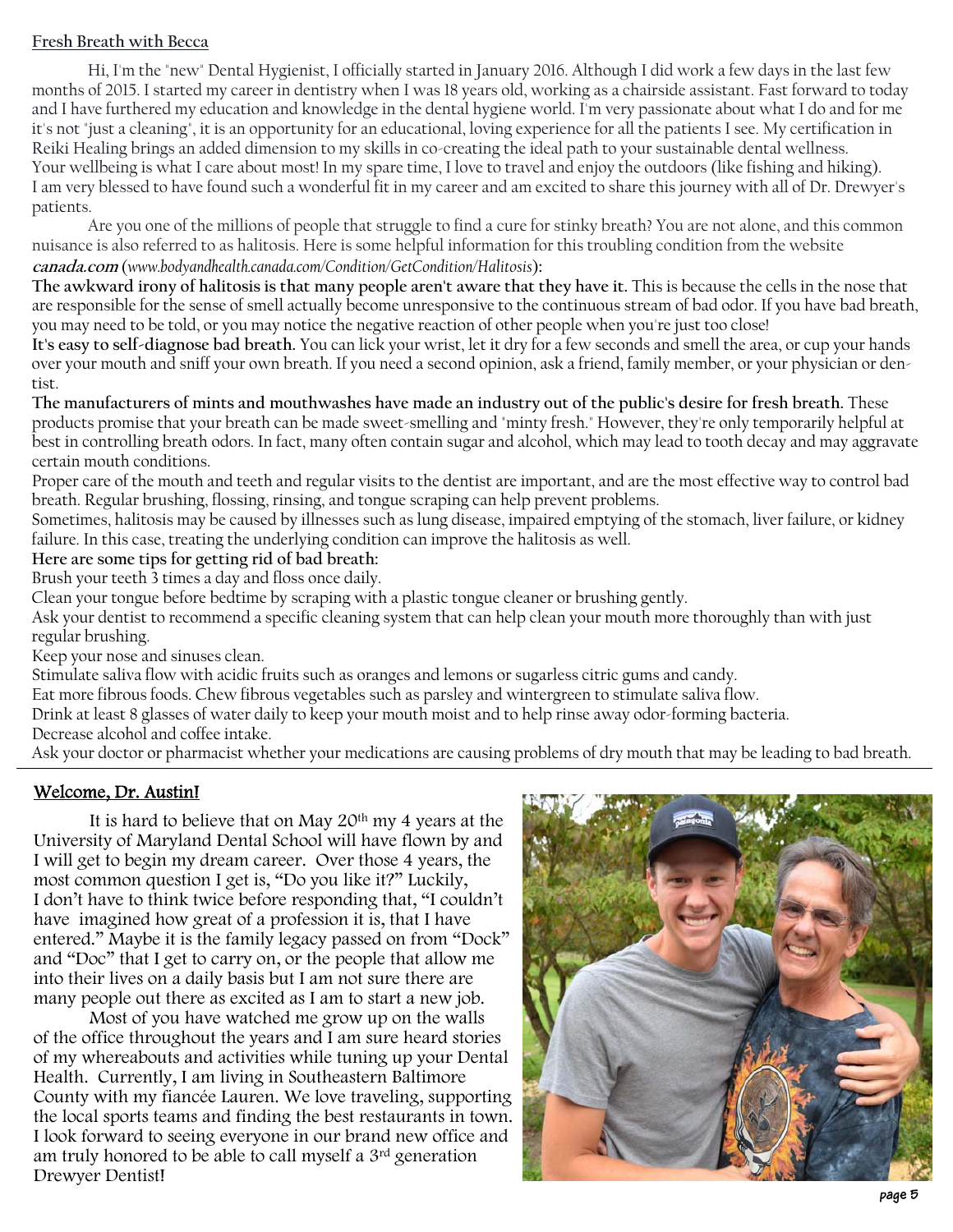## Fresh Breath with Becca

Hi, I'm the "new" Dental Hygienist, I officially started in January 2016. Although I did work a few days in the last few months of 2015. I started my career in dentistry when I was 18 years old, working as a chairside assistant. Fast forward to today and I have furthered my education and knowledge in the dental hygiene world. I'm very passionate about what I do and for me it's not "just a cleaning", it is an opportunity for an educational, loving experience for all the patients I see. My certification in Reiki Healing brings an added dimension to my skills in co-creating the ideal path to your sustainable dental wellness. Your wellbeing is what I care about most! In my spare time, I love to travel and enjoy the outdoors (like fishing and hiking). I am very blessed to have found such a wonderful fit in my career and am excited to share this journey with all of Dr. Drewyer's patients.

Are you one of the millions of people that struggle to find a cure for stinky breath? You are not alone, and this common nuisance is also referred to as halitosis. Here is some helpful information for this troubling condition from the website ***canada.com*** (*www.bodyandhealth.canada.com/Condition/GetCondition/Halitosis*):

**The awkward irony of halitosis is that many people aren't aware that they have it.** This is because the cells in the nose that are responsible for the sense of smell actually become unresponsive to the continuous stream of bad odor. If you have bad breath, you may need to be told, or you may notice the negative reaction of other people when you're just too close!

**It's easy to self-diagnose bad breath.** You can lick your wrist, let it dry for a few seconds and smell the area, or cup your hands over your mouth and sniff your own breath. If you need a second opinion, ask a friend, family member, or your physician or dentist.

**The manufacturers of mints and mouthwashes have made an industry out of the public's desire for fresh breath.** These products promise that your breath can be made sweet-smelling and "minty fresh." However, they're only temporarily helpful at best in controlling breath odors. In fact, many often contain sugar and alcohol, which may lead to tooth decay and may aggravate certain mouth conditions.

Proper care of the mouth and teeth and regular visits to the dentist are important, and are the most effective way to control bad breath. Regular brushing, flossing, rinsing, and tongue scraping can help prevent problems.

Sometimes, halitosis may be caused by illnesses such as lung disease, impaired emptying of the stomach, liver failure, or kidney failure. In this case, treating the underlying condition can improve the halitosis as well.

**Here are some tips for getting rid of bad breath:**

Brush your teeth 3 times a day and floss once daily.

Clean your tongue before bedtime by scraping with a plastic tongue cleaner or brushing gently.

Ask your dentist to recommend a specific cleaning system that can help clean your mouth more thoroughly than with just regular brushing.

Keep your nose and sinuses clean.

Stimulate saliva flow with acidic fruits such as oranges and lemons or sugarless citric gums and candy.

Eat more fibrous foods. Chew fibrous vegetables such as parsley and wintergreen to stimulate saliva flow.

Drink at least 8 glasses of water daily to keep your mouth moist and to help rinse away odor-forming bacteria.

Decrease alcohol and coffee intake.

Ask your doctor or pharmacist whether your medications are causing problems of dry mouth that may be leading to bad breath.

---

## Welcome, Dr. Austin!

It is hard to believe that on May 20th my 4 years at the University of Maryland Dental School will have flown by and I will get to begin my dream career. Over those 4 years, the most common question I get is, "Do you like it?" Luckily, I don't have to think twice before responding that, "I couldn't have imagined how great of a profession it is, that I have entered." Maybe it is the family legacy passed on from "Dock" and "Doc" that I get to carry on, or the people that allow me into their lives on a daily basis but I am not sure there are many people out there as excited as I am to start a new job.

Most of you have watched me grow up on the walls of the office throughout the years and I am sure heard stories of my whereabouts and activities while tuning up your Dental Health. Currently, I am living in Southeastern Baltimore County with my fiancée Lauren. We love traveling, supporting the local sports teams and finding the best restaurants in town. I look forward to seeing everyone in our brand new office and am truly honored to be able to call myself a 3rd generation Drewyer Dentist!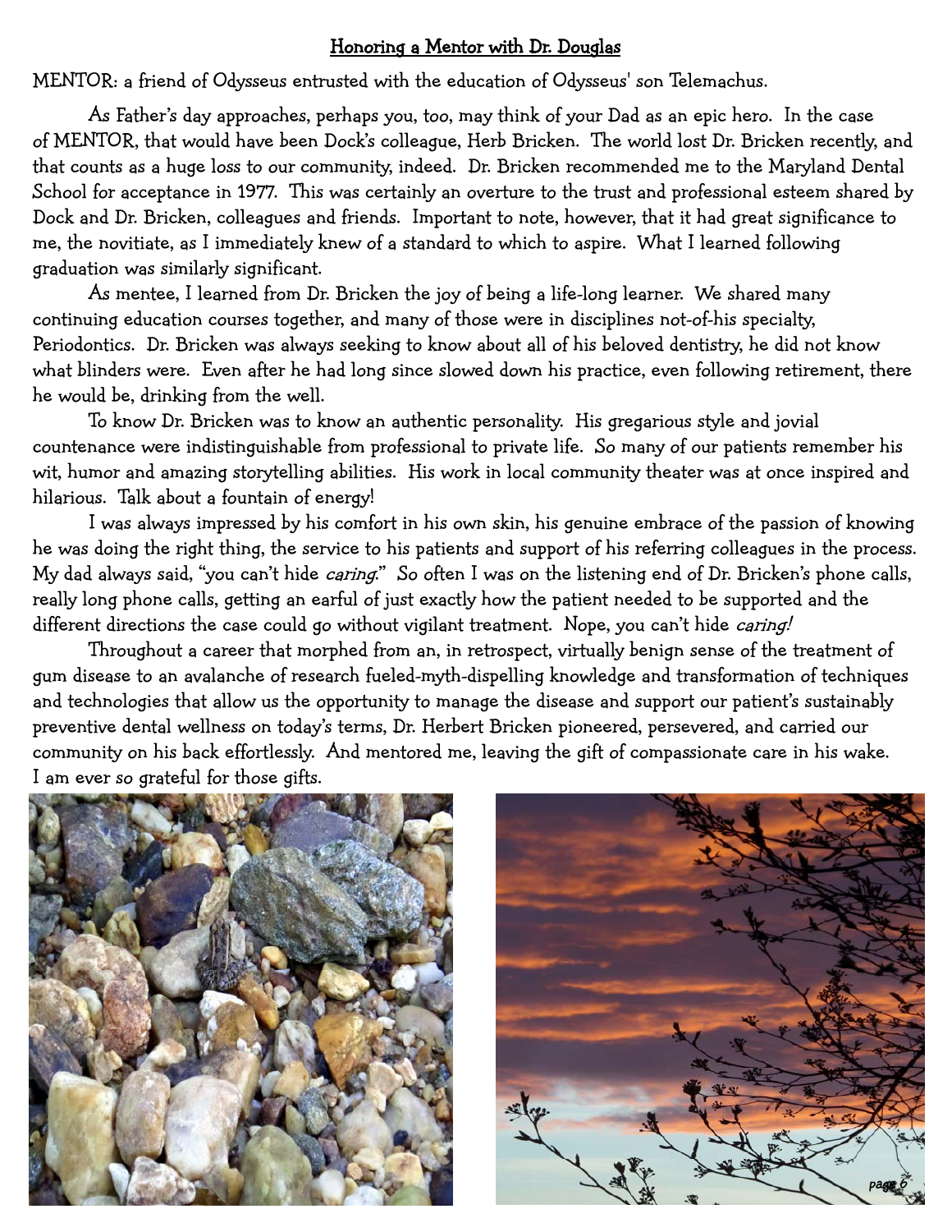## Honoring a Mentor with Dr. Douglas

MENTOR: a friend of Odysseus entrusted with the education of Odysseus' son Telemachus.

As Father's day approaches, perhaps you, too, may think of your Dad as an epic hero. In the case of MENTOR, that would have been Dock's colleague, Herb Bricken. The world lost Dr. Bricken recently, and that counts as a huge loss to our community, indeed. Dr. Bricken recommended me to the Maryland Dental School for acceptance in 1977. This was certainly an overture to the trust and professional esteem shared by Dock and Dr. Bricken, colleagues and friends. Important to note, however, that it had great significance to me, the novitiate, as I immediately knew of a standard to which to aspire. What I learned following graduation was similarly significant.

As mentee, I learned from Dr. Bricken the joy of being a life-long learner. We shared many continuing education courses together, and many of those were in disciplines not-of-his specialty, Periodontics. Dr. Bricken was always seeking to know about all of his beloved dentistry, he did not know what blinders were. Even after he had long since slowed down his practice, even following retirement, there he would be, drinking from the well.

To know Dr. Bricken was to know an authentic personality. His gregarious style and jovial countenance were indistinguishable from professional to private life. So many of our patients remember his wit, humor and amazing storytelling abilities. His work in local community theater was at once inspired and hilarious. Talk about a fountain of energy!

I was always impressed by his comfort in his own skin, his genuine embrace of the passion of knowing he was doing the right thing, the service to his patients and support of his referring colleagues in the process. My dad always said, "you can't hide *caring*." So often I was on the listening end of Dr. Bricken's phone calls, really long phone calls, getting an earful of just exactly how the patient needed to be supported and the different directions the case could go without vigilant treatment. Nope, you can't hide *caring!*

Throughout a career that morphed from an, in retrospect, virtually benign sense of the treatment of gum disease to an avalanche of research fueled-myth-dispelling knowledge and transformation of techniques and technologies that allow us the opportunity to manage the disease and support our patient's sustainably preventive dental wellness on today's terms, Dr. Herbert Bricken pioneered, persevered, and carried our community on his back effortlessly. And mentored me, leaving the gift of compassionate care in his wake. I am ever so grateful for those gifts.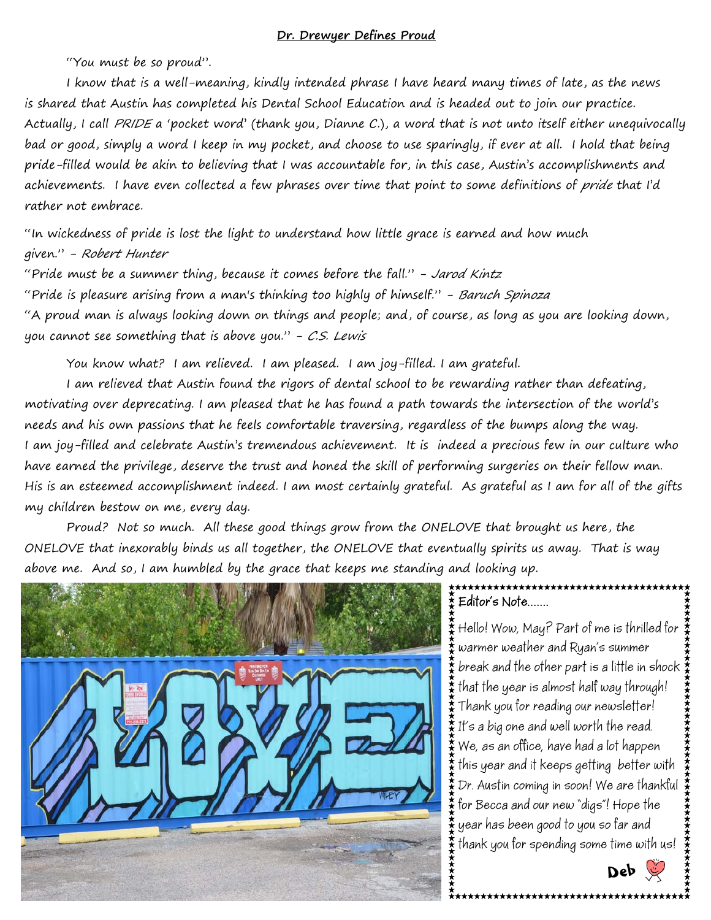**Dr. Drewyer Defines Proud**

"You must be so proud".

I know that is a well-meaning, kindly intended phrase I have heard many times of late, as the news is shared that Austin has completed his Dental School Education and is headed out to join our practice. Actually, I call *PRIDE* a 'pocket word' (thank you, Dianne C.), a word that is not unto itself either unequivocally bad or good, simply a word I keep in my pocket, and choose to use sparingly, if ever at all. I hold that being pride-filled would be akin to believing that I was accountable for, in this case, Austin's accomplishments and achievements. I have even collected a few phrases over time that point to some definitions of *pride* that I'd rather not embrace.

"In wickedness of pride is lost the light to understand how little grace is earned and how much given." - *Robert Hunter*

"Pride must be a summer thing, because it comes before the fall." - *Jarod Kintz*

"Pride is pleasure arising from a man's thinking too highly of himself." - *Baruch Spinoza*

"A proud man is always looking down on things and people; and, of course, as long as you are looking down, you cannot see something that is above you." - *C.S. Lewis*

You know what? I am relieved. I am pleased. I am joy-filled. I am grateful.

I am relieved that Austin found the rigors of dental school to be rewarding rather than defeating, motivating over deprecating. I am pleased that he has found a path towards the intersection of the world's needs and his own passions that he feels comfortable traversing, regardless of the bumps along the way. I am joy-filled and celebrate Austin's tremendous achievement. It is indeed a precious few in our culture who have earned the privilege, deserve the trust and honed the skill of performing surgeries on their fellow man. His is an esteemed accomplishment indeed. I am most certainly grateful. As grateful as I am for all of the gifts my children bestow on me, every day.

Proud? Not so much. All these good things grow from the ONELOVE that brought us here, the ONELOVE that inexorably binds us all together, the ONELOVE that eventually spirits us away. That is way above me. And so, I am humbled by the grace that keeps me standing and looking up.

**Editor's Note.......**

Hello! Wow, May? Part of me is thrilled for warmer weather and Ryan's summer break and the other part is a little in shock that the year is almost half way through! Thank you for reading our newsletter! It's a big one and well worth the read. We, as an office, have had a lot happen this year and it keeps getting better with Dr. Austin coming in soon! We are thankful for Becca and our new "digs"! Hope the year has been good to you so far and thank you for spending some time with us!

**Deb**